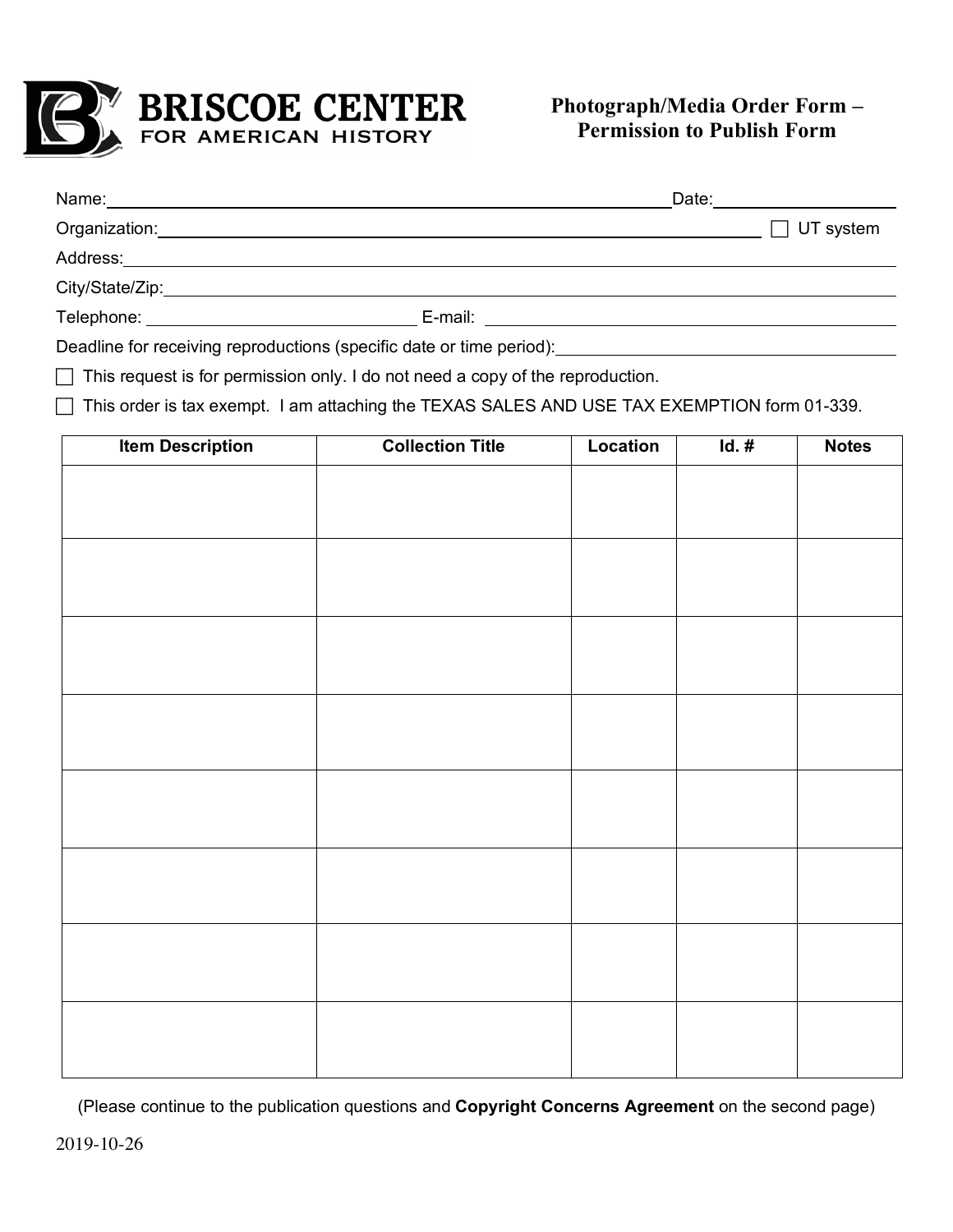**BRISCOE CENTER**
FOR AMERICAN HISTORY

# Photograph/Media Order Form – Permission to Publish Form

Name:________________________________________ Date:______________

Organization:________________________________________ ☐ UT system

Address:________________________________________

City/State/Zip:________________________________________

Telephone: ____________________ E-mail: ____________________

Deadline for receiving reproductions (specific date or time period):____________________

☐ This request is for permission only. I do not need a copy of the reproduction.

☐ This order is tax exempt. I am attaching the TEXAS SALES AND USE TAX EXEMPTION form 01-339.

| Item Description | Collection Title | Location | Id. # | Notes |
|---|---|---|---|---|
| | | | | |
| | | | | |
| | | | | |
| | | | | |
| | | | | |
| | | | | |
| | | | | |
| | | | | |

(Please continue to the publication questions and **Copyright Concerns Agreement** on the second page)

2019-10-26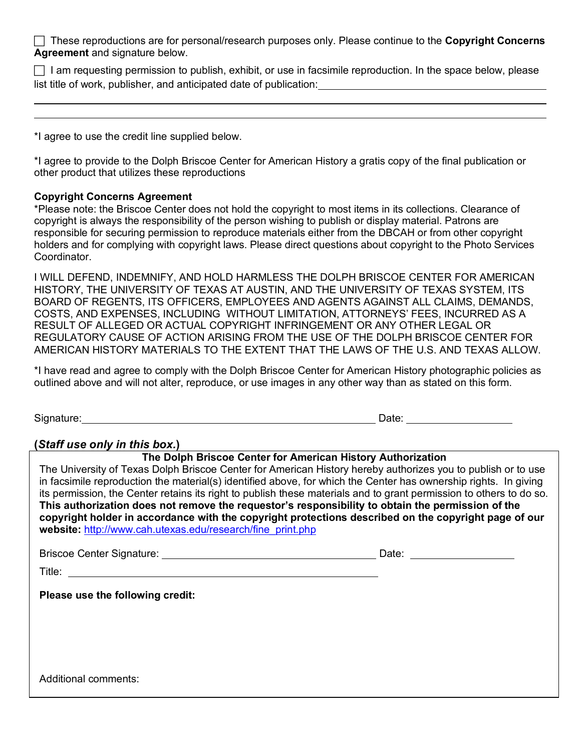☐ These reproductions are for personal/research purposes only. Please continue to the **Copyright Concerns Agreement** and signature below.

☐ I am requesting permission to publish, exhibit, or use in facsimile reproduction. In the space below, please list title of work, publisher, and anticipated date of publication:\_\_\_\_\_\_\_\_\_\_\_\_\_\_\_\_\_\_\_\_\_\_\_\_\_\_\_\_\_\_\_\_\_\_\_\_\_\_\_\_

\_\_\_\_\_\_\_\_\_\_\_\_\_\_\_\_\_\_\_\_\_\_\_\_\_\_\_\_\_\_\_\_\_\_\_\_\_\_\_\_\_\_\_\_\_\_\_\_\_\_\_\_\_\_\_\_\_\_\_\_\_\_\_\_\_\_\_\_\_\_\_\_\_\_\_\_\_\_

\_\_\_\_\_\_\_\_\_\_\_\_\_\_\_\_\_\_\_\_\_\_\_\_\_\_\_\_\_\_\_\_\_\_\_\_\_\_\_\_\_\_\_\_\_\_\_\_\_\_\_\_\_\_\_\_\_\_\_\_\_\_\_\_\_\_\_\_\_\_\_\_\_\_\_\_\_\_

*I agree to use the credit line supplied below.

*I agree to provide to the Dolph Briscoe Center for American History a gratis copy of the final publication or other product that utilizes these reproductions

**Copyright Concerns Agreement**
*Please note: the Briscoe Center does not hold the copyright to most items in its collections. Clearance of copyright is always the responsibility of the person wishing to publish or display material. Patrons are responsible for securing permission to reproduce materials either from the DBCAH or from other copyright holders and for complying with copyright laws. Please direct questions about copyright to the Photo Services Coordinator.

I WILL DEFEND, INDEMNIFY, AND HOLD HARMLESS THE DOLPH BRISCOE CENTER FOR AMERICAN HISTORY, THE UNIVERSITY OF TEXAS AT AUSTIN, AND THE UNIVERSITY OF TEXAS SYSTEM, ITS BOARD OF REGENTS, ITS OFFICERS, EMPLOYEES AND AGENTS AGAINST ALL CLAIMS, DEMANDS, COSTS, AND EXPENSES, INCLUDING WITHOUT LIMITATION, ATTORNEYS' FEES, INCURRED AS A RESULT OF ALLEGED OR ACTUAL COPYRIGHT INFRINGEMENT OR ANY OTHER LEGAL OR REGULATORY CAUSE OF ACTION ARISING FROM THE USE OF THE DOLPH BRISCOE CENTER FOR AMERICAN HISTORY MATERIALS TO THE EXTENT THAT THE LAWS OF THE U.S. AND TEXAS ALLOW.

*I have read and agree to comply with the Dolph Briscoe Center for American History photographic policies as outlined above and will not alter, reproduce, or use images in any other way than as stated on this form.

Signature:\_\_\_\_\_\_\_\_\_\_\_\_\_\_\_\_\_\_\_\_\_\_\_\_\_\_\_\_\_\_\_\_\_\_\_\_\_\_\_\_\_\_\_\_\_\_ Date: \_\_\_\_\_\_\_\_\_\_\_\_\_\_\_\_

**(*Staff use only in this box.*)**

**The Dolph Briscoe Center for American History Authorization**

The University of Texas Dolph Briscoe Center for American History hereby authorizes you to publish or to use in facsimile reproduction the material(s) identified above, for which the Center has ownership rights. In giving its permission, the Center retains its right to publish these materials and to grant permission to others to do so. **This authorization does not remove the requestor's responsibility to obtain the permission of the copyright holder in accordance with the copyright protections described on the copyright page of our website:** http://www.cah.utexas.edu/research/fine_print.php

Briscoe Center Signature: \_\_\_\_\_\_\_\_\_\_\_\_\_\_\_\_\_\_\_\_\_\_\_\_\_\_\_\_\_\_\_\_\_\_\_\_ Date: \_\_\_\_\_\_\_\_\_\_\_\_\_\_\_\_

Title: \_\_\_\_\_\_\_\_\_\_\_\_\_\_\_\_\_\_\_\_\_\_\_\_\_\_\_\_\_\_\_\_\_\_\_\_\_\_\_\_\_\_\_\_\_\_\_\_\_\_

**Please use the following credit:**

Additional comments: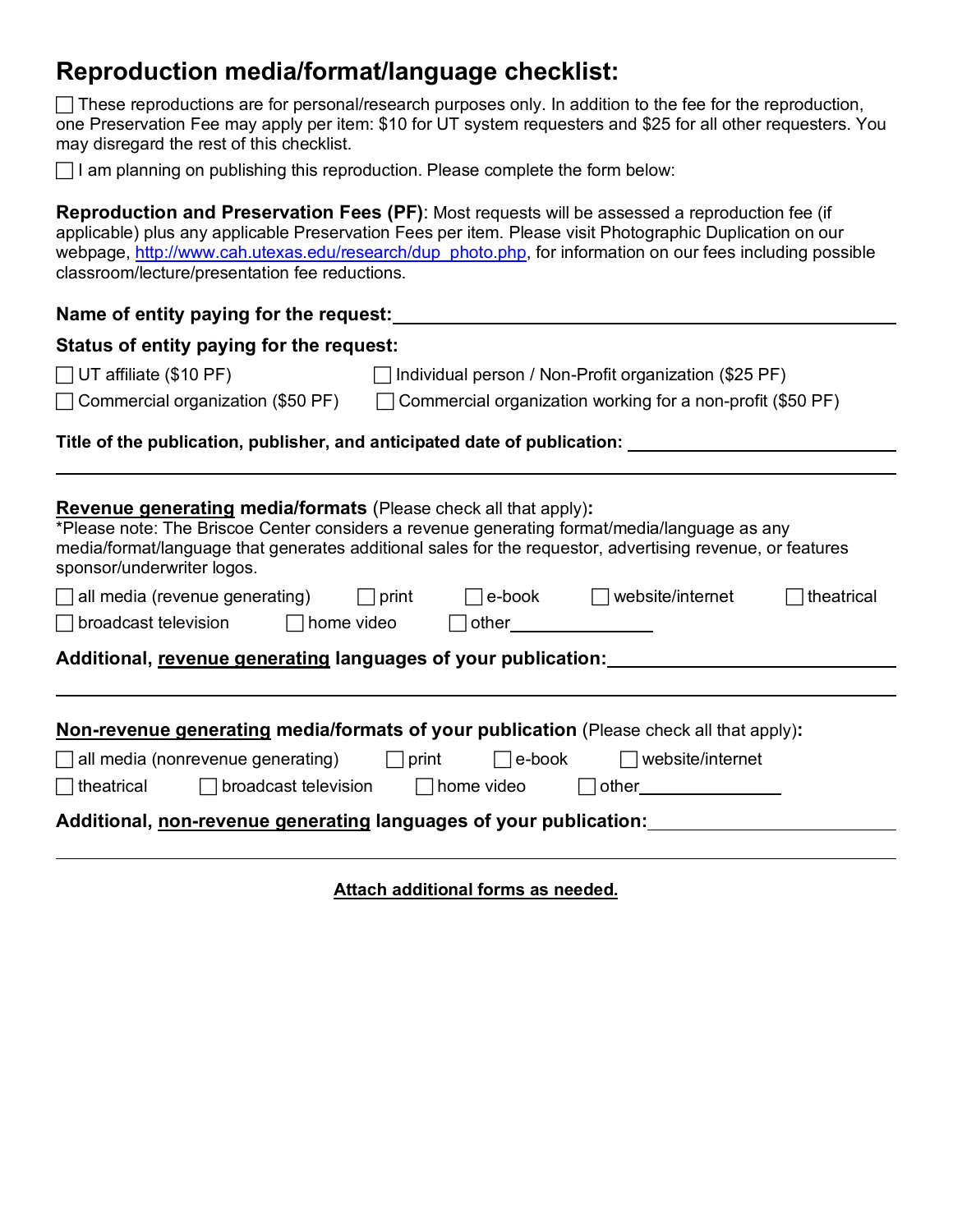## Reproduction media/format/language checklist:

☐ These reproductions are for personal/research purposes only. In addition to the fee for the reproduction, one Preservation Fee may apply per item: $10 for UT system requesters and $25 for all other requesters. You may disregard the rest of this checklist.

☐ I am planning on publishing this reproduction. Please complete the form below:

**Reproduction and Preservation Fees (PF)**: Most requests will be assessed a reproduction fee (if applicable) plus any applicable Preservation Fees per item. Please visit Photographic Duplication on our webpage, http://www.cah.utexas.edu/research/dup_photo.php, for information on our fees including possible classroom/lecture/presentation fee reductions.

**Name of entity paying for the request:** ____________________________________________

**Status of entity paying for the request:**

☐ UT affiliate ($10 PF) ☐ Individual person / Non-Profit organization ($25 PF)

☐ Commercial organization ($50 PF) ☐ Commercial organization working for a non-profit ($50 PF)

**Title of the publication, publisher, and anticipated date of publication:** ____________________________

____________________________________________________________________________

**<u>Revenue generating</u> media/formats** (Please check all that apply)**:**
*Please note: The Briscoe Center considers a revenue generating format/media/language as any media/format/language that generates additional sales for the requestor, advertising revenue, or features sponsor/underwriter logos.

☐ all media (revenue generating) ☐ print ☐ e-book ☐ website/internet ☐ theatrical

☐ broadcast television ☐ home video ☐ other_______________

**Additional, <u>revenue generating</u> languages of your publication:** ____________________________

____________________________________________________________________________

**<u>Non-revenue generating</u> media/formats of your publication** (Please check all that apply)**:**

☐ all media (nonrevenue generating) ☐ print ☐ e-book ☐ website/internet

☐ theatrical ☐ broadcast television ☐ home video ☐ other_______________

**Additional, <u>non-revenue generating</u> languages of your publication:** ________________________

____________________________________________________________________________

**<u>Attach additional forms as needed.</u>**